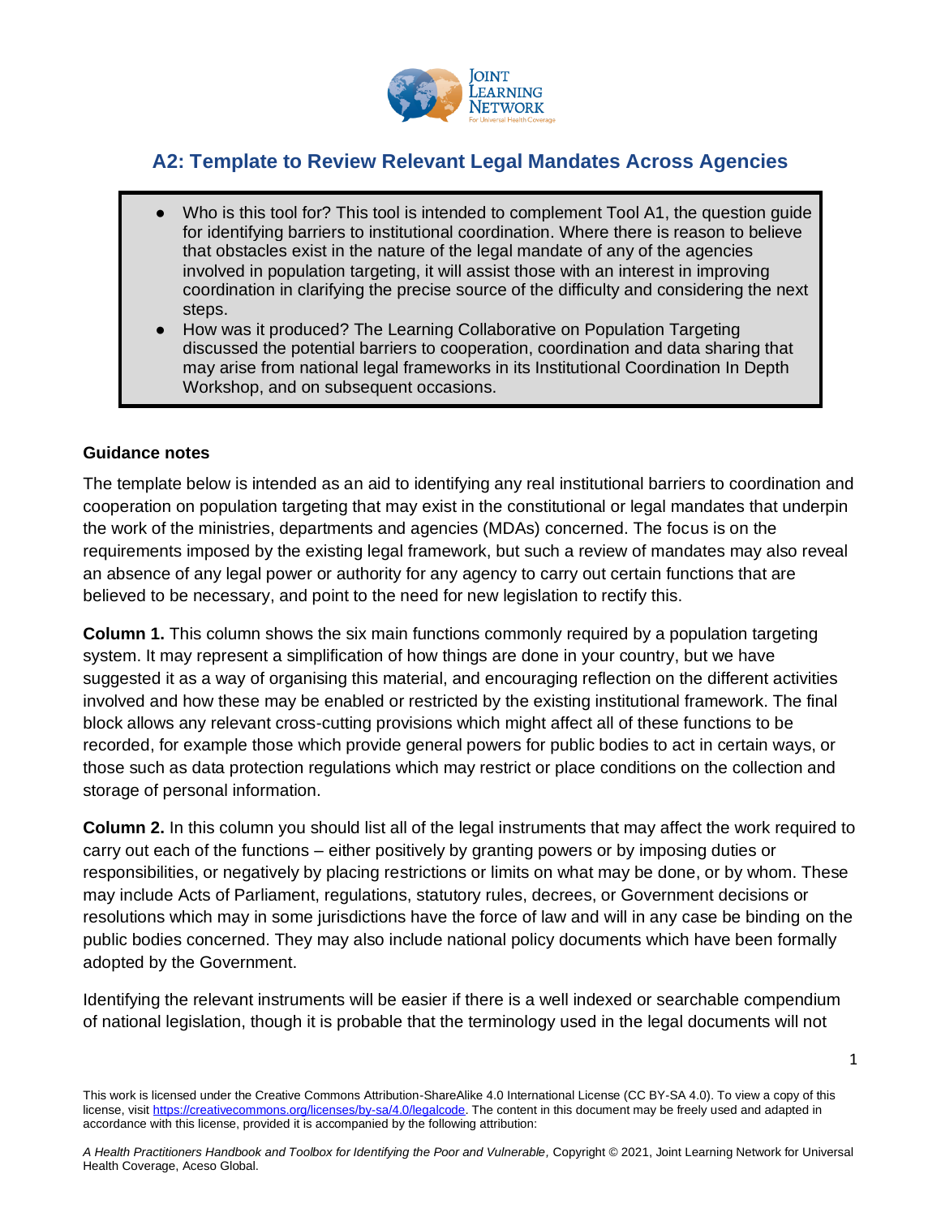# A2: Template to Review Relevant Legal Mandates Across Agencies

- Who is this tool for? This tool is intended to complement Tool A1, the question guide for identifying barriers to institutional coordination. Where there is reason to believe that obstacles exist in the nature of the legal mandate of any of the agencies involved in population targeting, it will assist those with an interest in improving coordination in clarifying the precise source of the difficulty and considering the next steps.
- How was it produced? The Learning Collaborative on Population Targeting discussed the potential barriers to cooperation, coordination and data sharing that may arise from national legal frameworks in its Institutional Coordination In Depth Workshop, and on subsequent occasions.

**Guidance notes**

The template below is intended as an aid to identifying any real institutional barriers to coordination and cooperation on population targeting that may exist in the constitutional or legal mandates that underpin the work of the ministries, departments and agencies (MDAs) concerned. The focus is on the requirements imposed by the existing legal framework, but such a review of mandates may also reveal an absence of any legal power or authority for any agency to carry out certain functions that are believed to be necessary, and point to the need for new legislation to rectify this.

**Column 1.** This column shows the six main functions commonly required by a population targeting system. It may represent a simplification of how things are done in your country, but we have suggested it as a way of organising this material, and encouraging reflection on the different activities involved and how these may be enabled or restricted by the existing institutional framework. The final block allows any relevant cross-cutting provisions which might affect all of these functions to be recorded, for example those which provide general powers for public bodies to act in certain ways, or those such as data protection regulations which may restrict or place conditions on the collection and storage of personal information.

**Column 2.** In this column you should list all of the legal instruments that may affect the work required to carry out each of the functions – either positively by granting powers or by imposing duties or responsibilities, or negatively by placing restrictions or limits on what may be done, or by whom. These may include Acts of Parliament, regulations, statutory rules, decrees, or Government decisions or resolutions which may in some jurisdictions have the force of law and will in any case be binding on the public bodies concerned. They may also include national policy documents which have been formally adopted by the Government.

Identifying the relevant instruments will be easier if there is a well indexed or searchable compendium of national legislation, though it is probable that the terminology used in the legal documents will not

This work is licensed under the Creative Commons Attribution-ShareAlike 4.0 International License (CC BY-SA 4.0). To view a copy of this license, visit https://creativecommons.org/licenses/by-sa/4.0/legalcode. The content in this document may be freely used and adapted in accordance with this license, provided it is accompanied by the following attribution:

*A Health Practitioners Handbook and Toolbox for Identifying the Poor and Vulnerable,* Copyright © 2021, Joint Learning Network for Universal Health Coverage, Aceso Global.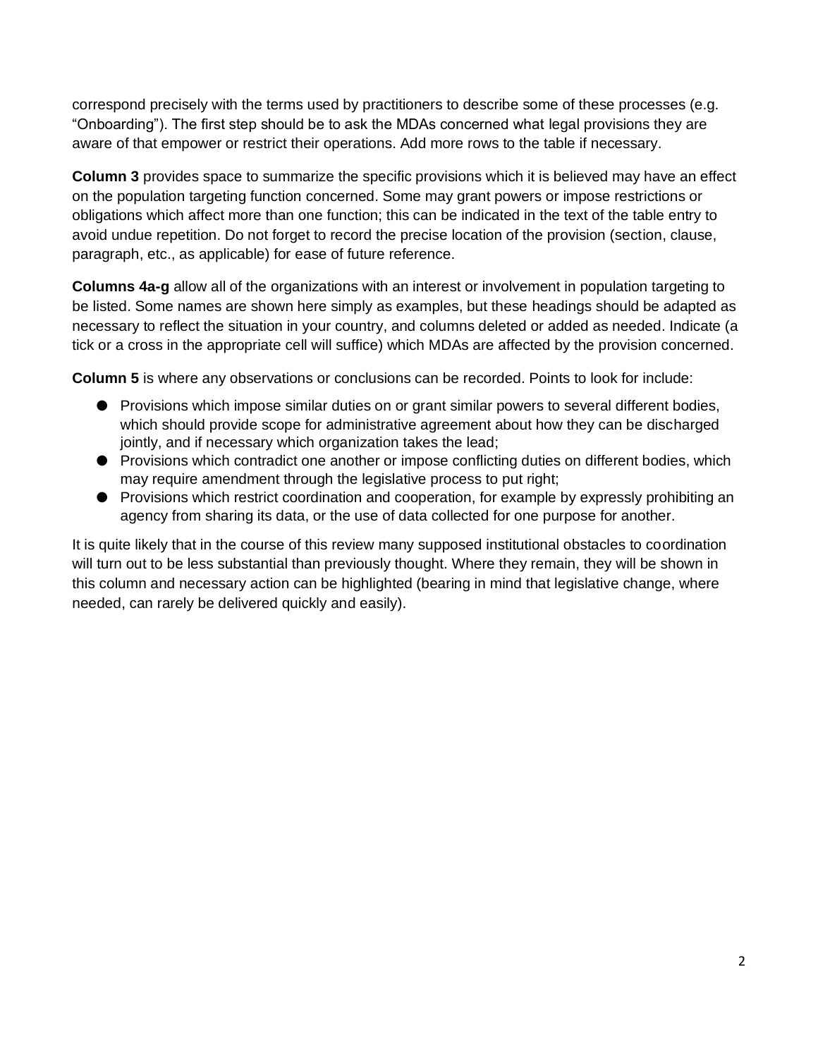correspond precisely with the terms used by practitioners to describe some of these processes (e.g. “Onboarding”). The first step should be to ask the MDAs concerned what legal provisions they are aware of that empower or restrict their operations. Add more rows to the table if necessary.

**Column 3** provides space to summarize the specific provisions which it is believed may have an effect on the population targeting function concerned. Some may grant powers or impose restrictions or obligations which affect more than one function; this can be indicated in the text of the table entry to avoid undue repetition. Do not forget to record the precise location of the provision (section, clause, paragraph, etc., as applicable) for ease of future reference.

**Columns 4a-g** allow all of the organizations with an interest or involvement in population targeting to be listed. Some names are shown here simply as examples, but these headings should be adapted as necessary to reflect the situation in your country, and columns deleted or added as needed. Indicate (a tick or a cross in the appropriate cell will suffice) which MDAs are affected by the provision concerned.

**Column 5** is where any observations or conclusions can be recorded. Points to look for include:

- Provisions which impose similar duties on or grant similar powers to several different bodies, which should provide scope for administrative agreement about how they can be discharged jointly, and if necessary which organization takes the lead;
- Provisions which contradict one another or impose conflicting duties on different bodies, which may require amendment through the legislative process to put right;
- Provisions which restrict coordination and cooperation, for example by expressly prohibiting an agency from sharing its data, or the use of data collected for one purpose for another.

It is quite likely that in the course of this review many supposed institutional obstacles to coordination will turn out to be less substantial than previously thought. Where they remain, they will be shown in this column and necessary action can be highlighted (bearing in mind that legislative change, where needed, can rarely be delivered quickly and easily).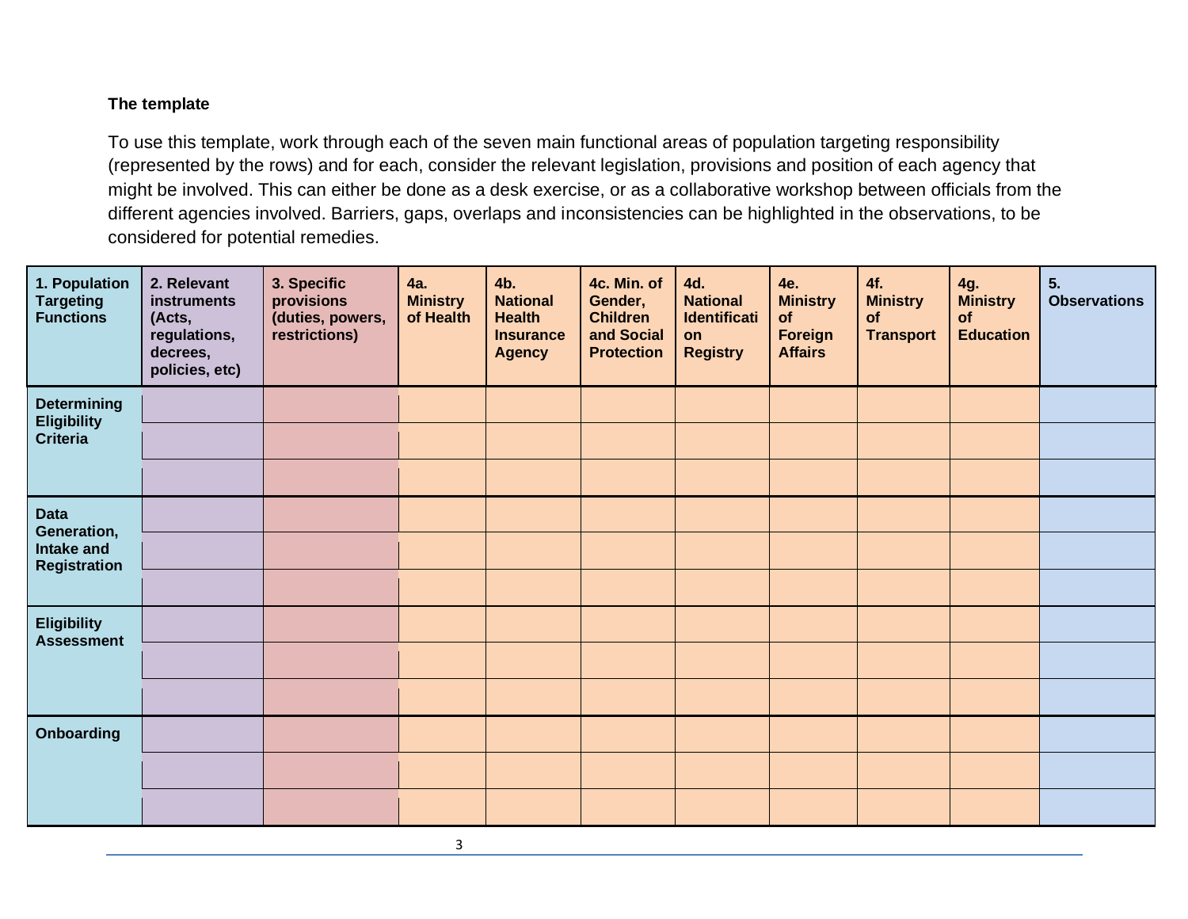**The template**

To use this template, work through each of the seven main functional areas of population targeting responsibility (represented by the rows) and for each, consider the relevant legislation, provisions and position of each agency that might be involved. This can either be done as a desk exercise, or as a collaborative workshop between officials from the different agencies involved. Barriers, gaps, overlaps and inconsistencies can be highlighted in the observations, to be considered for potential remedies.

| 1. Population Targeting Functions | 2. Relevant instruments (Acts, regulations, decrees, policies, etc) | 3. Specific provisions (duties, powers, restrictions) | 4a. Ministry of Health | 4b. National Health Insurance Agency | 4c. Min. of Gender, Children and Social Protection | 4d. National Identification Registry | 4e. Ministry of Foreign Affairs | 4f. Ministry of Transport | 4g. Ministry of Education | 5. Observations |
|---|---|---|---|---|---|---|---|---|---|---|
| Determining Eligibility Criteria | | | | | | | | | | |
| | | | | | | | | | | |
| | | | | | | | | | | |
| Data Generation, Intake and Registration | | | | | | | | | | |
| | | | | | | | | | | |
| | | | | | | | | | | |
| Eligibility Assessment | | | | | | | | | | |
| | | | | | | | | | | |
| | | | | | | | | | | |
| Onboarding | | | | | | | | | | |
| | | | | | | | | | | |
| | | | | | | | | | | |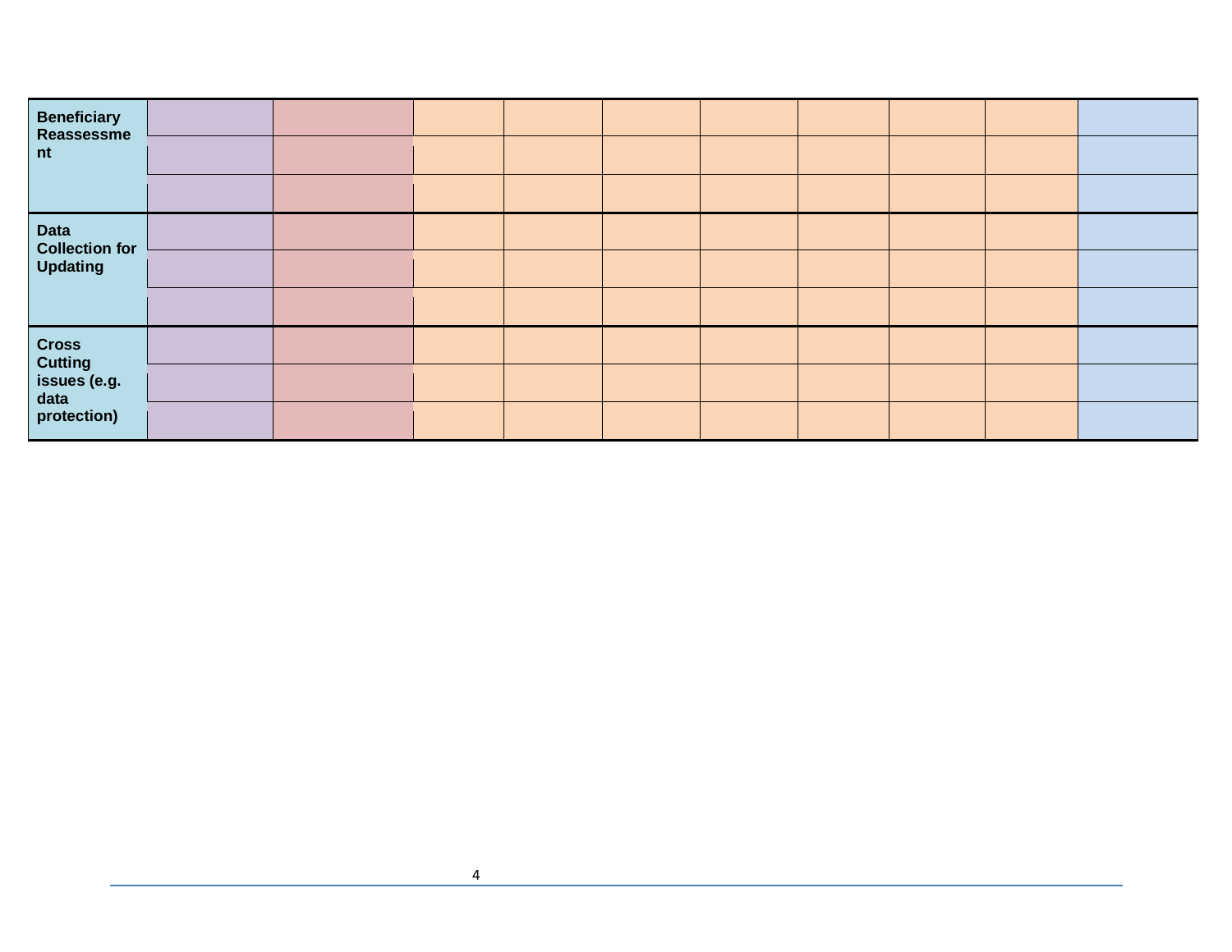| | | | | | | | | | | |
|---|---|---|---|---|---|---|---|---|---|---|
| **Beneficiary Reassessment** | | | | | | | | | | |
| | | | | | | | | | | |
| | | | | | | | | | | |
| **Data Collection for Updating** | | | | | | | | | | |
| | | | | | | | | | | |
| | | | | | | | | | | |
| **Cross Cutting issues (e.g. data protection)** | | | | | | | | | | |
| | | | | | | | | | | |
| | | | | | | | | | | |